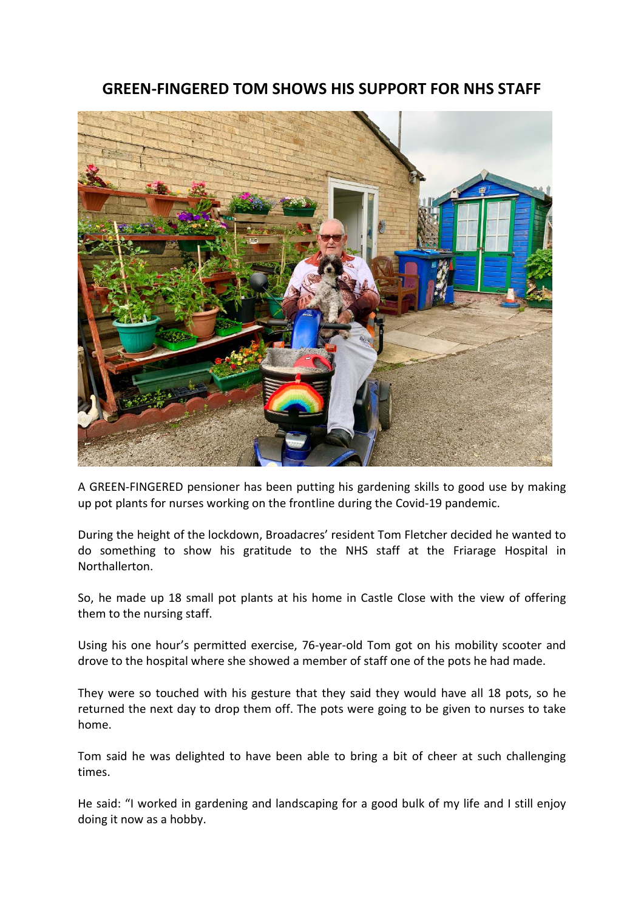# GREEN-FINGERED TOM SHOWS HIS SUPPORT FOR NHS STAFF

A GREEN-FINGERED pensioner has been putting his gardening skills to good use by making up pot plants for nurses working on the frontline during the Covid-19 pandemic.

During the height of the lockdown, Broadacres' resident Tom Fletcher decided he wanted to do something to show his gratitude to the NHS staff at the Friarage Hospital in Northallerton.

So, he made up 18 small pot plants at his home in Castle Close with the view of offering them to the nursing staff.

Using his one hour's permitted exercise, 76-year-old Tom got on his mobility scooter and drove to the hospital where she showed a member of staff one of the pots he had made.

They were so touched with his gesture that they said they would have all 18 pots, so he returned the next day to drop them off. The pots were going to be given to nurses to take home.

Tom said he was delighted to have been able to bring a bit of cheer at such challenging times.

He said: "I worked in gardening and landscaping for a good bulk of my life and I still enjoy doing it now as a hobby.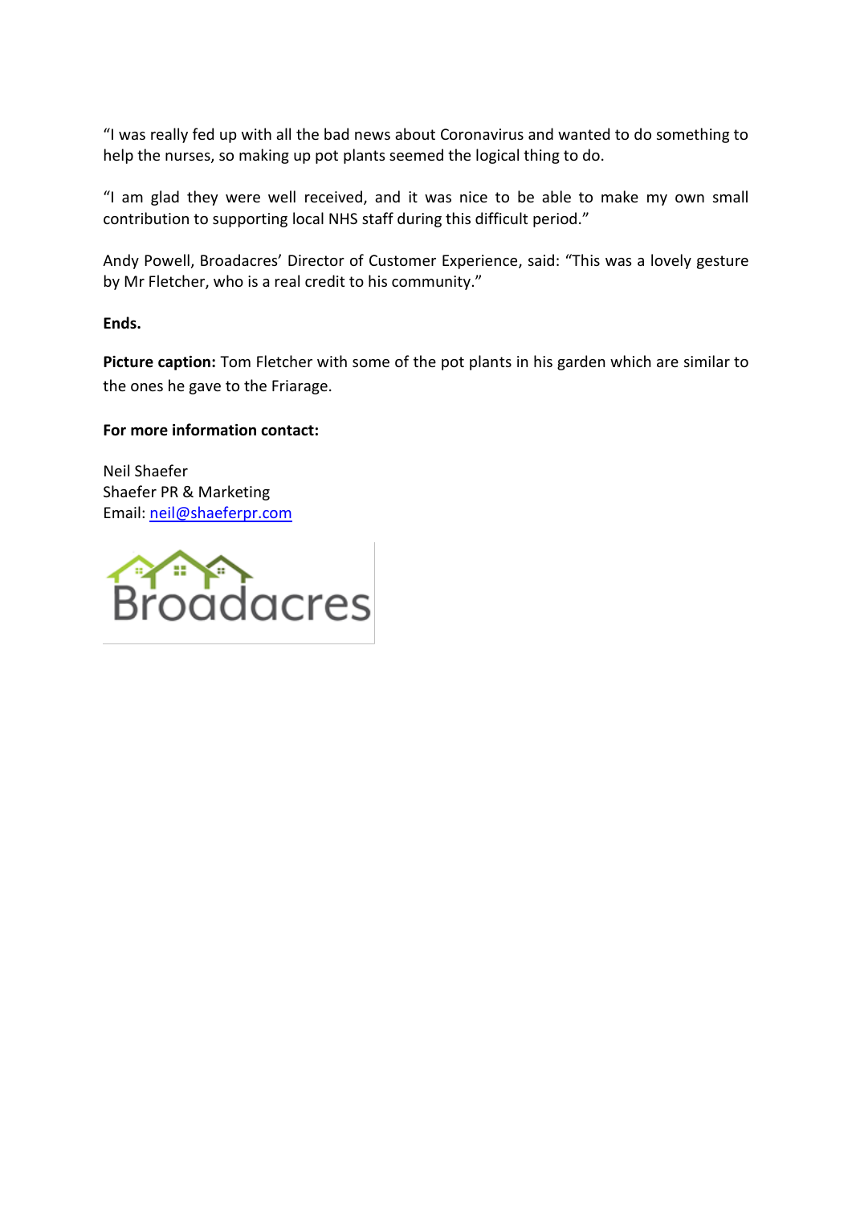"I was really fed up with all the bad news about Coronavirus and wanted to do something to help the nurses, so making up pot plants seemed the logical thing to do.

"I am glad they were well received, and it was nice to be able to make my own small contribution to supporting local NHS staff during this difficult period."

Andy Powell, Broadacres' Director of Customer Experience, said: "This was a lovely gesture by Mr Fletcher, who is a real credit to his community."

**Ends.**

**Picture caption:** Tom Fletcher with some of the pot plants in his garden which are similar to the ones he gave to the Friarage.

**For more information contact:**

Neil Shaefer
Shaefer PR & Marketing
Email: neil@shaeferpr.com

Broadacres